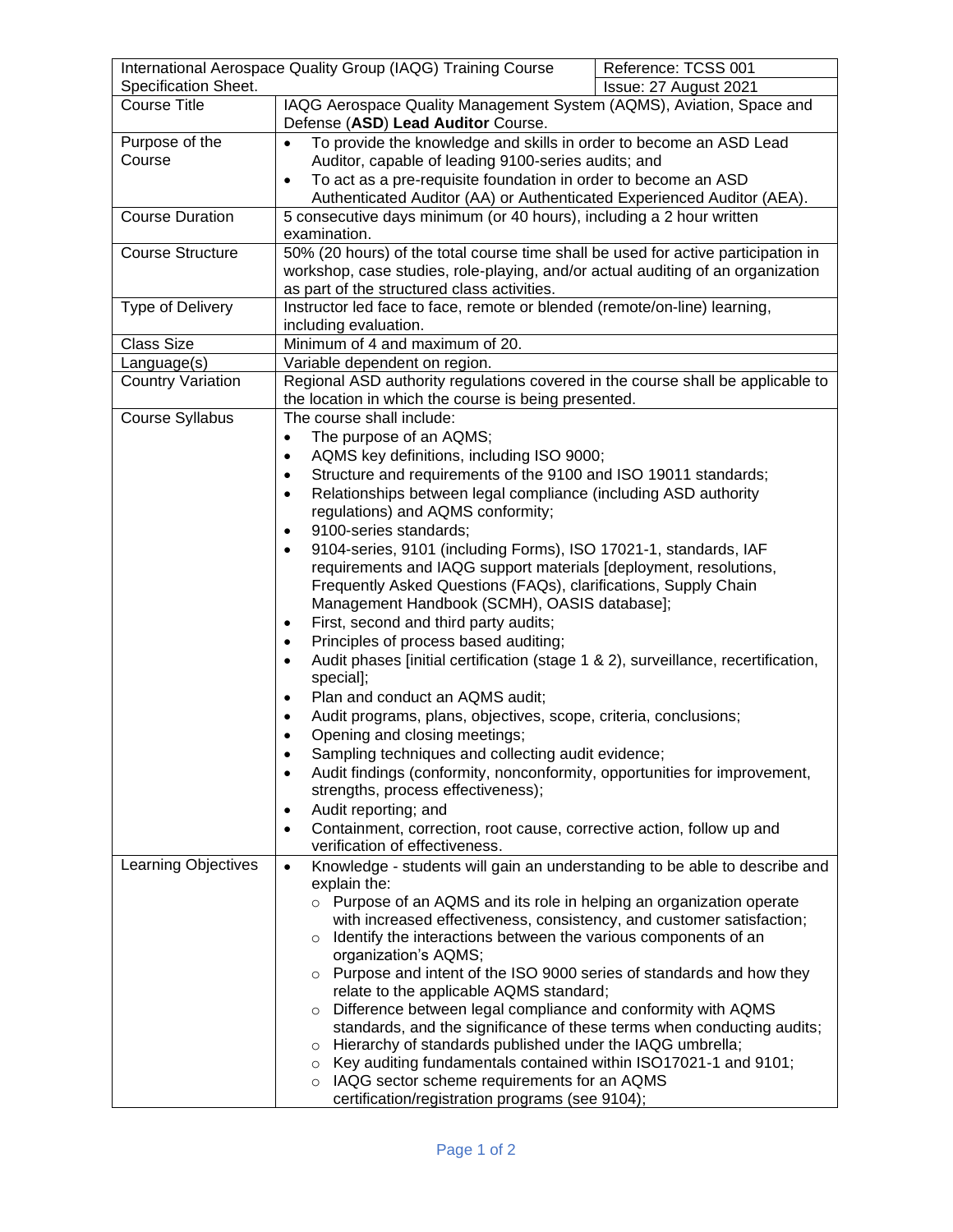| International Aerospace Quality Group (IAQG) Training Course Specification Sheet. | | Reference: TCSS 001<br>Issue: 27 August 2021 |
|---|---|---|
| Course Title | IAQG Aerospace Quality Management System (AQMS), Aviation, Space and Defense (**ASD**) **Lead Auditor** Course. | |
| Purpose of the Course | • To provide the knowledge and skills in order to become an ASD Lead Auditor, capable of leading 9100-series audits; and<br>• To act as a pre-requisite foundation in order to become an ASD Authenticated Auditor (AA) or Authenticated Experienced Auditor (AEA). | |
| Course Duration | 5 consecutive days minimum (or 40 hours), including a 2 hour written examination. | |
| Course Structure | 50% (20 hours) of the total course time shall be used for active participation in workshop, case studies, role-playing, and/or actual auditing of an organization as part of the structured class activities. | |
| Type of Delivery | Instructor led face to face, remote or blended (remote/on-line) learning, including evaluation. | |
| Class Size | Minimum of 4 and maximum of 20. | |
| Language(s) | Variable dependent on region. | |
| Country Variation | Regional ASD authority regulations covered in the course shall be applicable to the location in which the course is being presented. | |
| Course Syllabus | The course shall include:<br>• The purpose of an AQMS;<br>• AQMS key definitions, including ISO 9000;<br>• Structure and requirements of the 9100 and ISO 19011 standards;<br>• Relationships between legal compliance (including ASD authority regulations) and AQMS conformity;<br>• 9100-series standards;<br>• 9104-series, 9101 (including Forms), ISO 17021-1, standards, IAF requirements and IAQG support materials [deployment, resolutions, Frequently Asked Questions (FAQs), clarifications, Supply Chain Management Handbook (SCMH), OASIS database];<br>• First, second and third party audits;<br>• Principles of process based auditing;<br>• Audit phases [initial certification (stage 1 & 2), surveillance, recertification, special];<br>• Plan and conduct an AQMS audit;<br>• Audit programs, plans, objectives, scope, criteria, conclusions;<br>• Opening and closing meetings;<br>• Sampling techniques and collecting audit evidence;<br>• Audit findings (conformity, nonconformity, opportunities for improvement, strengths, process effectiveness);<br>• Audit reporting; and<br>• Containment, correction, root cause, corrective action, follow up and verification of effectiveness. | |
| Learning Objectives | • Knowledge - students will gain an understanding to be able to describe and explain the:<br>  ○ Purpose of an AQMS and its role in helping an organization operate with increased effectiveness, consistency, and customer satisfaction;<br>  ○ Identify the interactions between the various components of an organization's AQMS;<br>  ○ Purpose and intent of the ISO 9000 series of standards and how they relate to the applicable AQMS standard;<br>  ○ Difference between legal compliance and conformity with AQMS standards, and the significance of these terms when conducting audits;<br>  ○ Hierarchy of standards published under the IAQG umbrella;<br>  ○ Key auditing fundamentals contained within ISO17021-1 and 9101;<br>  ○ IAQG sector scheme requirements for an AQMS certification/registration programs (see 9104); | |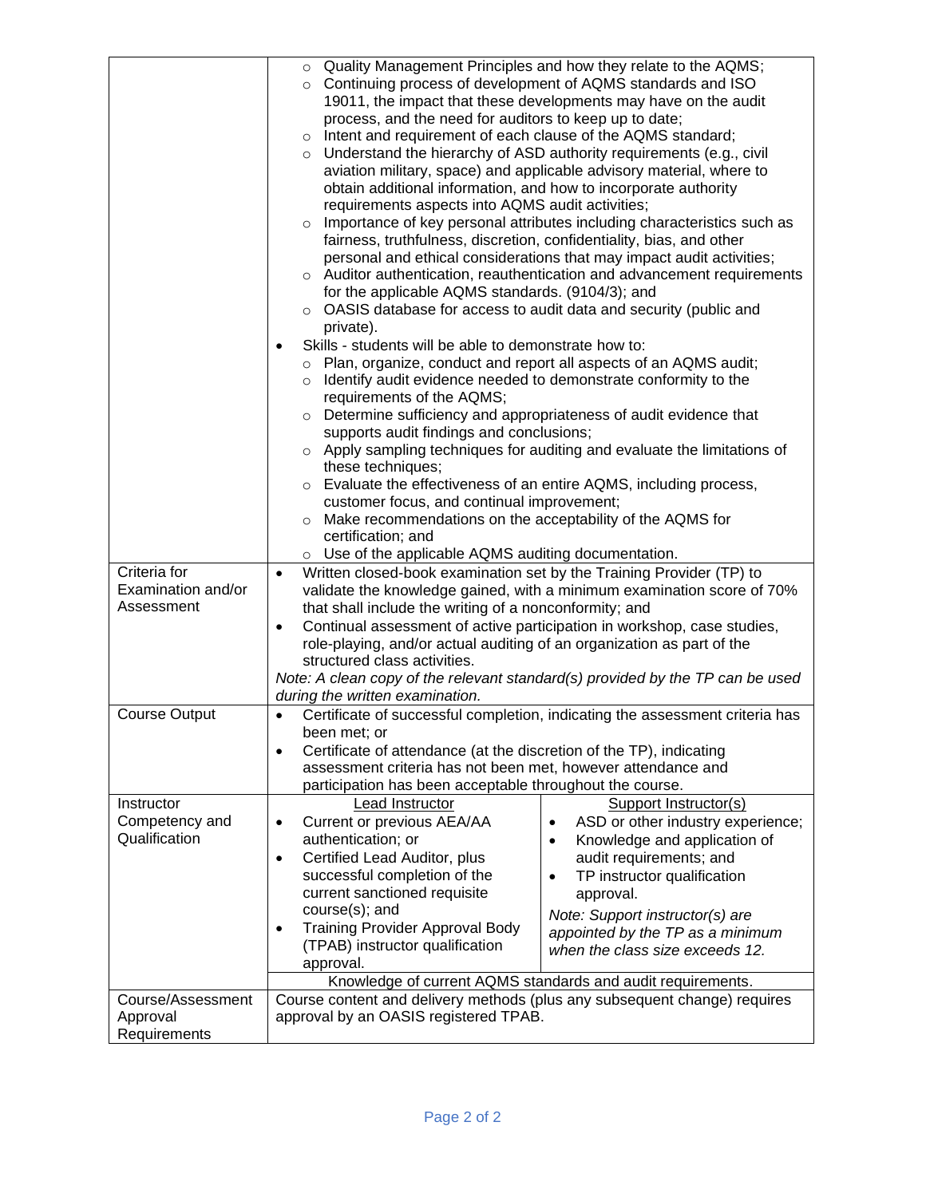| | |
|---|---|
| | ○ Quality Management Principles and how they relate to the AQMS;<br>○ Continuing process of development of AQMS standards and ISO 19011, the impact that these developments may have on the audit process, and the need for auditors to keep up to date;<br>○ Intent and requirement of each clause of the AQMS standard;<br>○ Understand the hierarchy of ASD authority requirements (e.g., civil aviation military, space) and applicable advisory material, where to obtain additional information, and how to incorporate authority requirements aspects into AQMS audit activities;<br>○ Importance of key personal attributes including characteristics such as fairness, truthfulness, discretion, confidentiality, bias, and other personal and ethical considerations that may impact audit activities;<br>○ Auditor authentication, reauthentication and advancement requirements for the applicable AQMS standards. (9104/3); and<br>○ OASIS database for access to audit data and security (public and private).<br>• Skills - students will be able to demonstrate how to:<br>○ Plan, organize, conduct and report all aspects of an AQMS audit;<br>○ Identify audit evidence needed to demonstrate conformity to the requirements of the AQMS;<br>○ Determine sufficiency and appropriateness of audit evidence that supports audit findings and conclusions;<br>○ Apply sampling techniques for auditing and evaluate the limitations of these techniques;<br>○ Evaluate the effectiveness of an entire AQMS, including process, customer focus, and continual improvement;<br>○ Make recommendations on the acceptability of the AQMS for certification; and<br>○ Use of the applicable AQMS auditing documentation. |
| Criteria for Examination and/or Assessment | • Written closed-book examination set by the Training Provider (TP) to validate the knowledge gained, with a minimum examination score of 70% that shall include the writing of a nonconformity; and<br>• Continual assessment of active participation in workshop, case studies, role-playing, and/or actual auditing of an organization as part of the structured class activities.<br>*Note: A clean copy of the relevant standard(s) provided by the TP can be used during the written examination.* |
| Course Output | • Certificate of successful completion, indicating the assessment criteria has been met; or<br>• Certificate of attendance (at the discretion of the TP), indicating assessment criteria has not been met, however attendance and participation has been acceptable throughout the course. |
| Instructor Competency and Qualification | <u>Lead Instructor</u><br>• Current or previous AEA/AA authentication; or<br>• Certified Lead Auditor, plus successful completion of the current sanctioned requisite course(s); and<br>• Training Provider Approval Body (TPAB) instructor qualification approval.<br><br><u>Support Instructor(s)</u><br>• ASD or other industry experience;<br>• Knowledge and application of audit requirements; and<br>• TP instructor qualification approval.<br>*Note: Support instructor(s) are appointed by the TP as a minimum when the class size exceeds 12.*<br><br>Knowledge of current AQMS standards and audit requirements. |
| Course/Assessment Approval Requirements | Course content and delivery methods (plus any subsequent change) requires approval by an OASIS registered TPAB. |